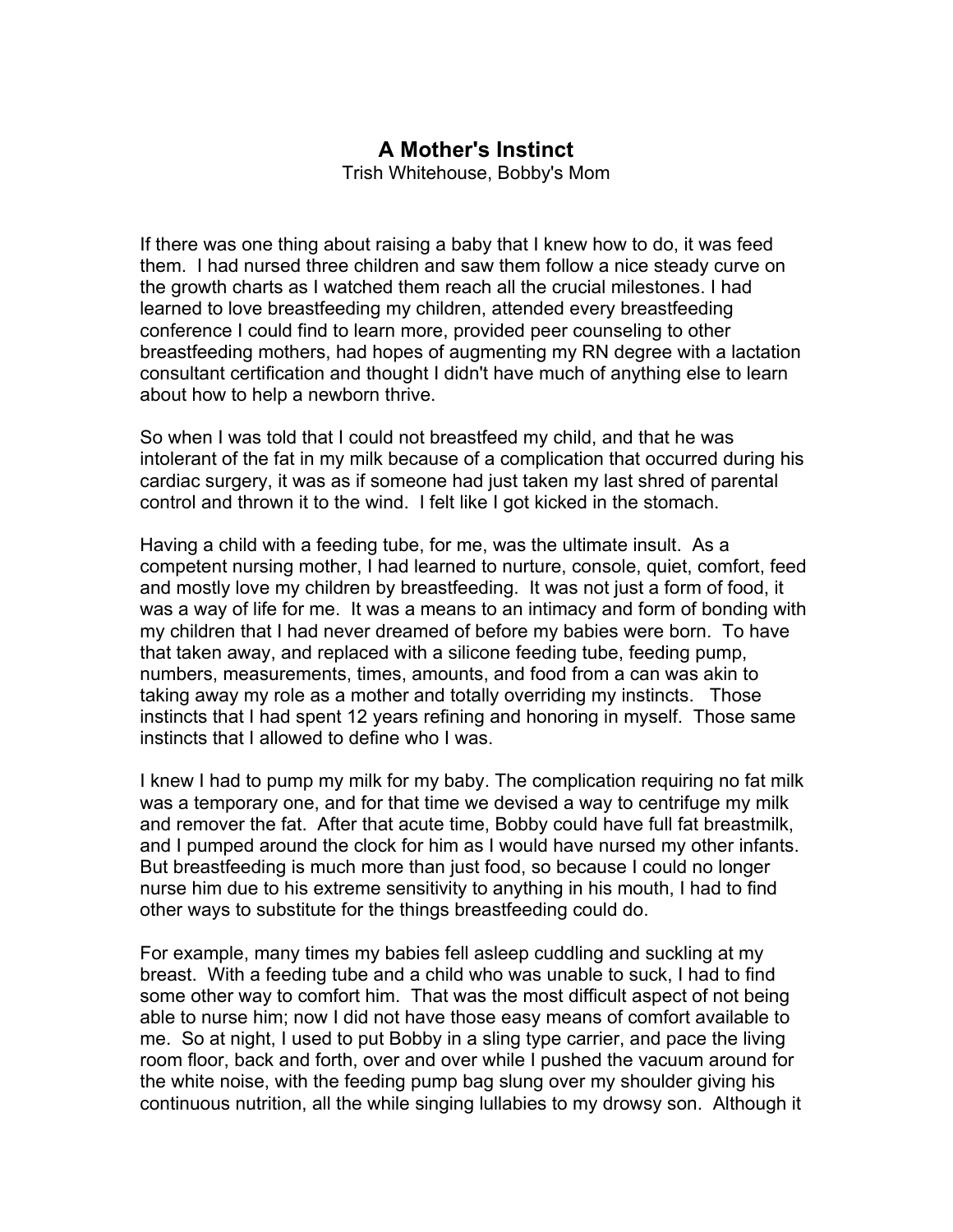# A Mother's Instinct

Trish Whitehouse, Bobby's Mom

If there was one thing about raising a baby that I knew how to do, it was feed them. I had nursed three children and saw them follow a nice steady curve on the growth charts as I watched them reach all the crucial milestones. I had learned to love breastfeeding my children, attended every breastfeeding conference I could find to learn more, provided peer counseling to other breastfeeding mothers, had hopes of augmenting my RN degree with a lactation consultant certification and thought I didn't have much of anything else to learn about how to help a newborn thrive.

So when I was told that I could not breastfeed my child, and that he was intolerant of the fat in my milk because of a complication that occurred during his cardiac surgery, it was as if someone had just taken my last shred of parental control and thrown it to the wind. I felt like I got kicked in the stomach.

Having a child with a feeding tube, for me, was the ultimate insult. As a competent nursing mother, I had learned to nurture, console, quiet, comfort, feed and mostly love my children by breastfeeding. It was not just a form of food, it was a way of life for me. It was a means to an intimacy and form of bonding with my children that I had never dreamed of before my babies were born. To have that taken away, and replaced with a silicone feeding tube, feeding pump, numbers, measurements, times, amounts, and food from a can was akin to taking away my role as a mother and totally overriding my instincts. Those instincts that I had spent 12 years refining and honoring in myself. Those same instincts that I allowed to define who I was.

I knew I had to pump my milk for my baby. The complication requiring no fat milk was a temporary one, and for that time we devised a way to centrifuge my milk and remover the fat. After that acute time, Bobby could have full fat breastmilk, and I pumped around the clock for him as I would have nursed my other infants. But breastfeeding is much more than just food, so because I could no longer nurse him due to his extreme sensitivity to anything in his mouth, I had to find other ways to substitute for the things breastfeeding could do.

For example, many times my babies fell asleep cuddling and suckling at my breast. With a feeding tube and a child who was unable to suck, I had to find some other way to comfort him. That was the most difficult aspect of not being able to nurse him; now I did not have those easy means of comfort available to me. So at night, I used to put Bobby in a sling type carrier, and pace the living room floor, back and forth, over and over while I pushed the vacuum around for the white noise, with the feeding pump bag slung over my shoulder giving his continuous nutrition, all the while singing lullabies to my drowsy son. Although it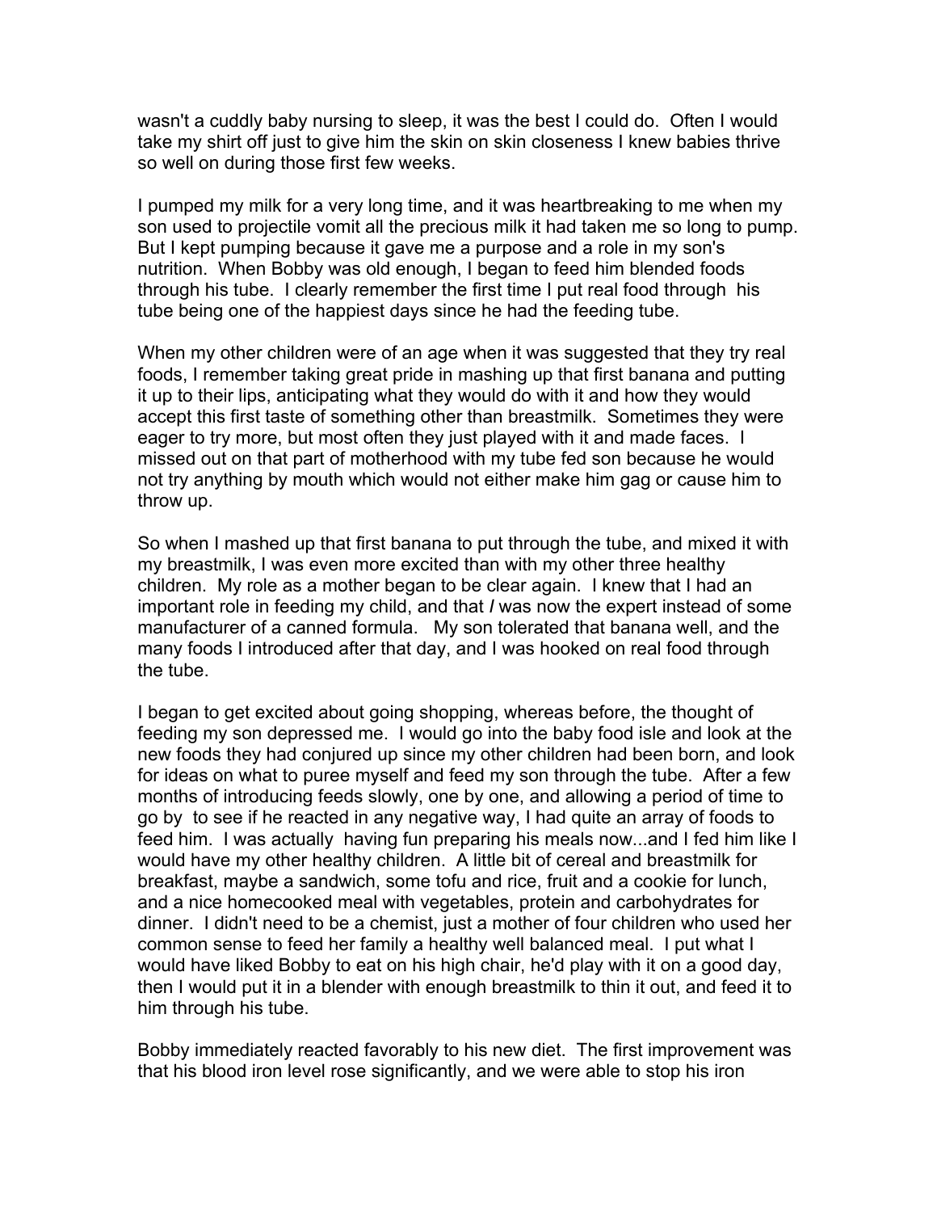wasn't a cuddly baby nursing to sleep, it was the best I could do. Often I would take my shirt off just to give him the skin on skin closeness I knew babies thrive so well on during those first few weeks.

I pumped my milk for a very long time, and it was heartbreaking to me when my son used to projectile vomit all the precious milk it had taken me so long to pump. But I kept pumping because it gave me a purpose and a role in my son's nutrition. When Bobby was old enough, I began to feed him blended foods through his tube. I clearly remember the first time I put real food through his tube being one of the happiest days since he had the feeding tube.

When my other children were of an age when it was suggested that they try real foods, I remember taking great pride in mashing up that first banana and putting it up to their lips, anticipating what they would do with it and how they would accept this first taste of something other than breastmilk. Sometimes they were eager to try more, but most often they just played with it and made faces. I missed out on that part of motherhood with my tube fed son because he would not try anything by mouth which would not either make him gag or cause him to throw up.

So when I mashed up that first banana to put through the tube, and mixed it with my breastmilk, I was even more excited than with my other three healthy children. My role as a mother began to be clear again. I knew that I had an important role in feeding my child, and that *I* was now the expert instead of some manufacturer of a canned formula. My son tolerated that banana well, and the many foods I introduced after that day, and I was hooked on real food through the tube.

I began to get excited about going shopping, whereas before, the thought of feeding my son depressed me. I would go into the baby food isle and look at the new foods they had conjured up since my other children had been born, and look for ideas on what to puree myself and feed my son through the tube. After a few months of introducing feeds slowly, one by one, and allowing a period of time to go by to see if he reacted in any negative way, I had quite an array of foods to feed him. I was actually having fun preparing his meals now...and I fed him like I would have my other healthy children. A little bit of cereal and breastmilk for breakfast, maybe a sandwich, some tofu and rice, fruit and a cookie for lunch, and a nice homecooked meal with vegetables, protein and carbohydrates for dinner. I didn't need to be a chemist, just a mother of four children who used her common sense to feed her family a healthy well balanced meal. I put what I would have liked Bobby to eat on his high chair, he'd play with it on a good day, then I would put it in a blender with enough breastmilk to thin it out, and feed it to him through his tube.

Bobby immediately reacted favorably to his new diet. The first improvement was that his blood iron level rose significantly, and we were able to stop his iron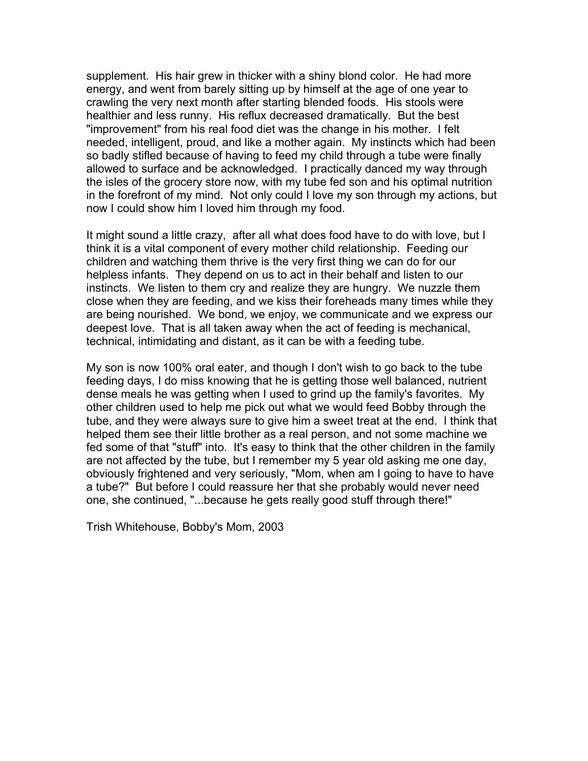supplement. His hair grew in thicker with a shiny blond color. He had more energy, and went from barely sitting up by himself at the age of one year to crawling the very next month after starting blended foods. His stools were healthier and less runny. His reflux decreased dramatically. But the best "improvement" from his real food diet was the change in his mother. I felt needed, intelligent, proud, and like a mother again. My instincts which had been so badly stifled because of having to feed my child through a tube were finally allowed to surface and be acknowledged. I practically danced my way through the isles of the grocery store now, with my tube fed son and his optimal nutrition in the forefront of my mind. Not only could I love my son through my actions, but now I could show him I loved him through my food.

It might sound a little crazy, after all what does food have to do with love, but I think it is a vital component of every mother child relationship. Feeding our children and watching them thrive is the very first thing we can do for our helpless infants. They depend on us to act in their behalf and listen to our instincts. We listen to them cry and realize they are hungry. We nuzzle them close when they are feeding, and we kiss their foreheads many times while they are being nourished. We bond, we enjoy, we communicate and we express our deepest love. That is all taken away when the act of feeding is mechanical, technical, intimidating and distant, as it can be with a feeding tube.

My son is now 100% oral eater, and though I don't wish to go back to the tube feeding days, I do miss knowing that he is getting those well balanced, nutrient dense meals he was getting when I used to grind up the family's favorites. My other children used to help me pick out what we would feed Bobby through the tube, and they were always sure to give him a sweet treat at the end. I think that helped them see their little brother as a real person, and not some machine we fed some of that "stuff" into. It's easy to think that the other children in the family are not affected by the tube, but I remember my 5 year old asking me one day, obviously frightened and very seriously, "Mom, when am I going to have to have a tube?" But before I could reassure her that she probably would never need one, she continued, "...because he gets really good stuff through there!"

Trish Whitehouse, Bobby's Mom, 2003